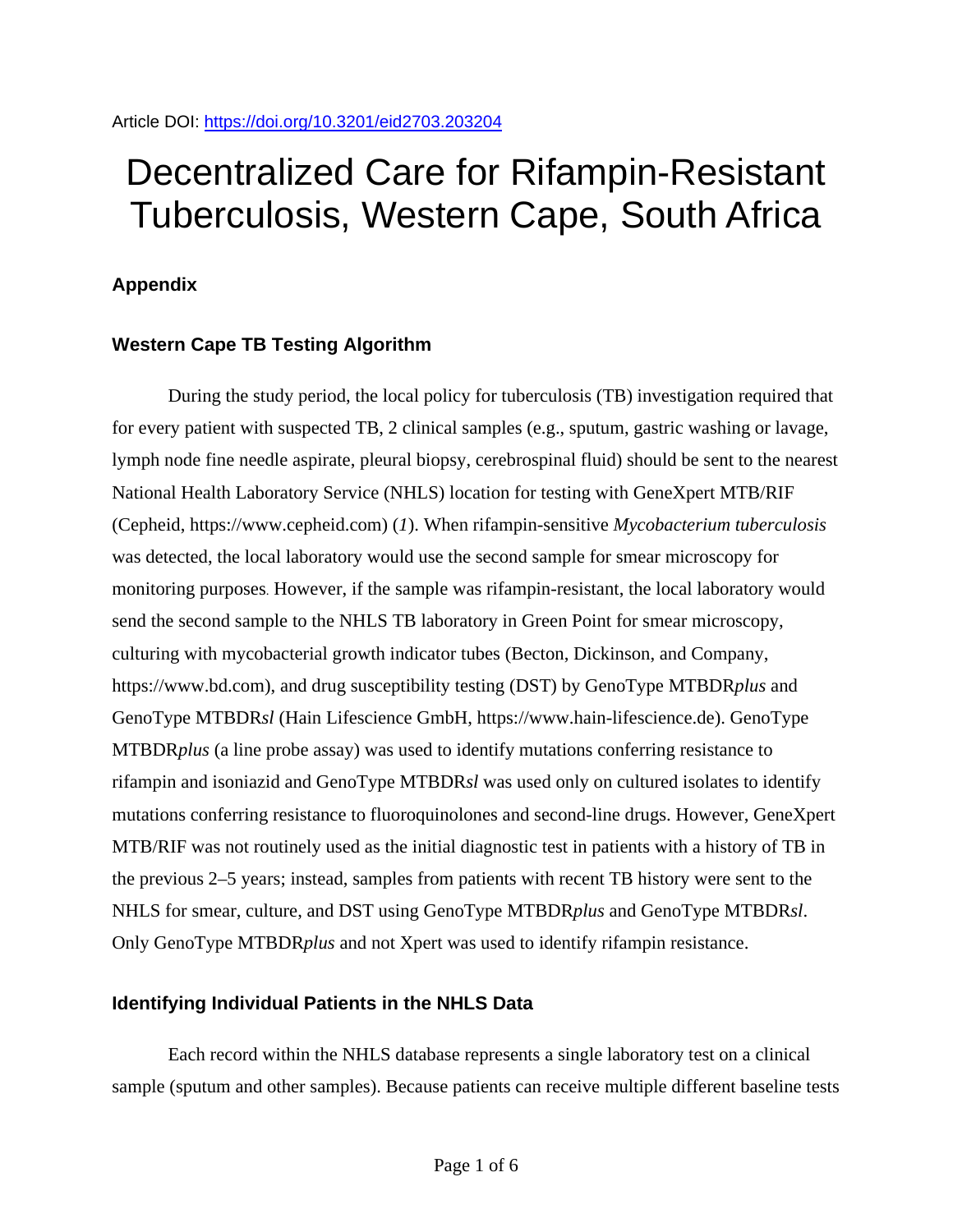Article DOI: https://doi.org/10.3201/eid2703.203204

# Decentralized Care for Rifampin-Resistant Tuberculosis, Western Cape, South Africa

## Appendix

### Western Cape TB Testing Algorithm

During the study period, the local policy for tuberculosis (TB) investigation required that for every patient with suspected TB, 2 clinical samples (e.g., sputum, gastric washing or lavage, lymph node fine needle aspirate, pleural biopsy, cerebrospinal fluid) should be sent to the nearest National Health Laboratory Service (NHLS) location for testing with GeneXpert MTB/RIF (Cepheid, https://www.cepheid.com) (*1*). When rifampin-sensitive *Mycobacterium tuberculosis* was detected, the local laboratory would use the second sample for smear microscopy for monitoring purposes. However, if the sample was rifampin-resistant, the local laboratory would send the second sample to the NHLS TB laboratory in Green Point for smear microscopy, culturing with mycobacterial growth indicator tubes (Becton, Dickinson, and Company, https://www.bd.com), and drug susceptibility testing (DST) by GenoType MTBDR*plus* and GenoType MTBDR*sl* (Hain Lifescience GmbH, https://www.hain-lifescience.de). GenoType MTBDR*plus* (a line probe assay) was used to identify mutations conferring resistance to rifampin and isoniazid and GenoType MTBDR*sl* was used only on cultured isolates to identify mutations conferring resistance to fluoroquinolones and second-line drugs. However, GeneXpert MTB/RIF was not routinely used as the initial diagnostic test in patients with a history of TB in the previous 2–5 years; instead, samples from patients with recent TB history were sent to the NHLS for smear, culture, and DST using GenoType MTBDR*plus* and GenoType MTBDR*sl*. Only GenoType MTBDR*plus* and not Xpert was used to identify rifampin resistance.

### Identifying Individual Patients in the NHLS Data

Each record within the NHLS database represents a single laboratory test on a clinical sample (sputum and other samples). Because patients can receive multiple different baseline tests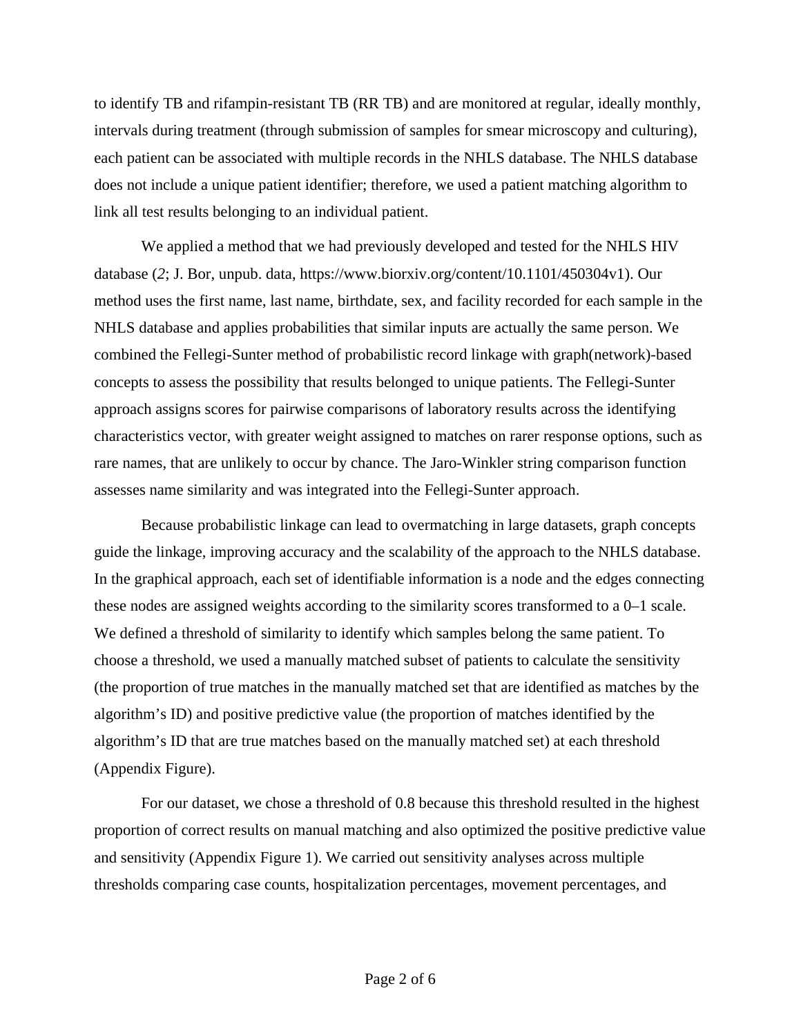to identify TB and rifampin-resistant TB (RR TB) and are monitored at regular, ideally monthly, intervals during treatment (through submission of samples for smear microscopy and culturing), each patient can be associated with multiple records in the NHLS database. The NHLS database does not include a unique patient identifier; therefore, we used a patient matching algorithm to link all test results belonging to an individual patient.

We applied a method that we had previously developed and tested for the NHLS HIV database (*2*; J. Bor, unpub. data, https://www.biorxiv.org/content/10.1101/450304v1). Our method uses the first name, last name, birthdate, sex, and facility recorded for each sample in the NHLS database and applies probabilities that similar inputs are actually the same person. We combined the Fellegi-Sunter method of probabilistic record linkage with graph(network)-based concepts to assess the possibility that results belonged to unique patients. The Fellegi-Sunter approach assigns scores for pairwise comparisons of laboratory results across the identifying characteristics vector, with greater weight assigned to matches on rarer response options, such as rare names, that are unlikely to occur by chance. The Jaro-Winkler string comparison function assesses name similarity and was integrated into the Fellegi-Sunter approach.

Because probabilistic linkage can lead to overmatching in large datasets, graph concepts guide the linkage, improving accuracy and the scalability of the approach to the NHLS database. In the graphical approach, each set of identifiable information is a node and the edges connecting these nodes are assigned weights according to the similarity scores transformed to a 0–1 scale. We defined a threshold of similarity to identify which samples belong the same patient. To choose a threshold, we used a manually matched subset of patients to calculate the sensitivity (the proportion of true matches in the manually matched set that are identified as matches by the algorithm's ID) and positive predictive value (the proportion of matches identified by the algorithm's ID that are true matches based on the manually matched set) at each threshold (Appendix Figure).

For our dataset, we chose a threshold of 0.8 because this threshold resulted in the highest proportion of correct results on manual matching and also optimized the positive predictive value and sensitivity (Appendix Figure 1). We carried out sensitivity analyses across multiple thresholds comparing case counts, hospitalization percentages, movement percentages, and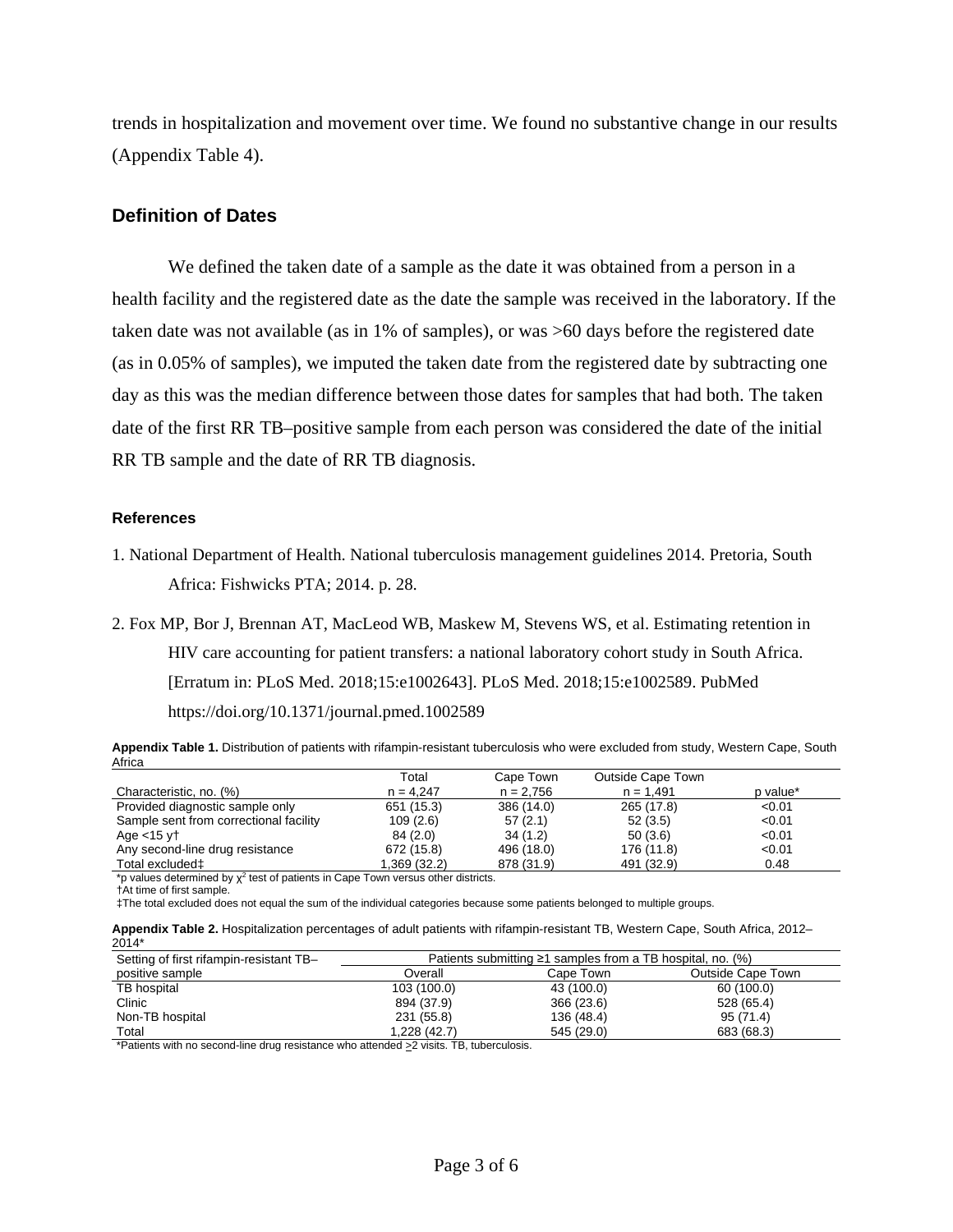trends in hospitalization and movement over time. We found no substantive change in our results (Appendix Table 4).

## Definition of Dates

We defined the taken date of a sample as the date it was obtained from a person in a health facility and the registered date as the date the sample was received in the laboratory. If the taken date was not available (as in 1% of samples), or was >60 days before the registered date (as in 0.05% of samples), we imputed the taken date from the registered date by subtracting one day as this was the median difference between those dates for samples that had both. The taken date of the first RR TB–positive sample from each person was considered the date of the initial RR TB sample and the date of RR TB diagnosis.

### References

1. National Department of Health. National tuberculosis management guidelines 2014. Pretoria, South Africa: Fishwicks PTA; 2014. p. 28.

2. Fox MP, Bor J, Brennan AT, MacLeod WB, Maskew M, Stevens WS, et al. Estimating retention in HIV care accounting for patient transfers: a national laboratory cohort study in South Africa. [Erratum in: PLoS Med. 2018;15:e1002643]. PLoS Med. 2018;15:e1002589. PubMed https://doi.org/10.1371/journal.pmed.1002589

**Appendix Table 1.** Distribution of patients with rifampin-resistant tuberculosis who were excluded from study, Western Cape, South Africa

| Characteristic, no. (%) | Total n = 4,247 | Cape Town n = 2,756 | Outside Cape Town n = 1,491 | p value* |
|---|---|---|---|---|
| Provided diagnostic sample only | 651 (15.3) | 386 (14.0) | 265 (17.8) | <0.01 |
| Sample sent from correctional facility | 109 (2.6) | 57 (2.1) | 52 (3.5) | <0.01 |
| Age <15 y† | 84 (2.0) | 34 (1.2) | 50 (3.6) | <0.01 |
| Any second-line drug resistance | 672 (15.8) | 496 (18.0) | 176 (11.8) | <0.01 |
| Total excluded‡ | 1,369 (32.2) | 878 (31.9) | 491 (32.9) | 0.48 |

*p values determined by $\chi^2$ test of patients in Cape Town versus other districts.
†At time of first sample.
‡The total excluded does not equal the sum of the individual categories because some patients belonged to multiple groups.

**Appendix Table 2.** Hospitalization percentages of adult patients with rifampin-resistant TB, Western Cape, South Africa, 2012–2014*

| Setting of first rifampin-resistant TB–positive sample | Patients submitting ≥1 samples from a TB hospital, no. (%) | | |
|---|---|---|---|
| | Overall | Cape Town | Outside Cape Town |
| TB hospital | 103 (100.0) | 43 (100.0) | 60 (100.0) |
| Clinic | 894 (37.9) | 366 (23.6) | 528 (65.4) |
| Non-TB hospital | 231 (55.8) | 136 (48.4) | 95 (71.4) |
| Total | 1,228 (42.7) | 545 (29.0) | 683 (68.3) |

*Patients with no second-line drug resistance who attended ≥2 visits. TB, tuberculosis.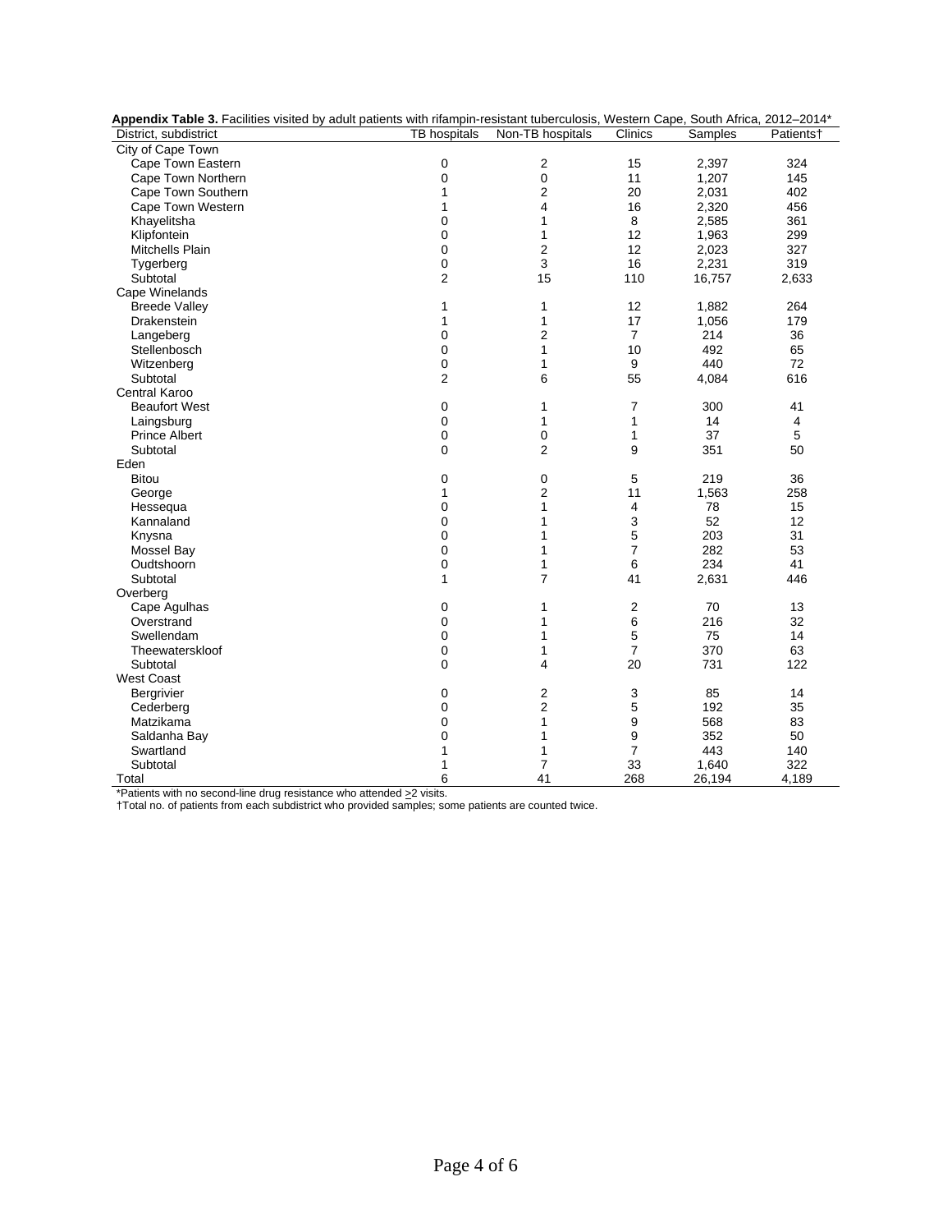**Appendix Table 3.** Facilities visited by adult patients with rifampin-resistant tuberculosis, Western Cape, South Africa, 2012–2014*

| District, subdistrict | TB hospitals | Non-TB hospitals | Clinics | Samples | Patients† |
|---|---|---|---|---|---|
| City of Cape Town | | | | | |
| Cape Town Eastern | 0 | 2 | 15 | 2,397 | 324 |
| Cape Town Northern | 0 | 0 | 11 | 1,207 | 145 |
| Cape Town Southern | 1 | 2 | 20 | 2,031 | 402 |
| Cape Town Western | 1 | 4 | 16 | 2,320 | 456 |
| Khayelitsha | 0 | 1 | 8 | 2,585 | 361 |
| Klipfontein | 0 | 1 | 12 | 1,963 | 299 |
| Mitchells Plain | 0 | 2 | 12 | 2,023 | 327 |
| Tygerberg | 0 | 3 | 16 | 2,231 | 319 |
| Subtotal | 2 | 15 | 110 | 16,757 | 2,633 |
| Cape Winelands | | | | | |
| Breede Valley | 1 | 1 | 12 | 1,882 | 264 |
| Drakenstein | 1 | 1 | 17 | 1,056 | 179 |
| Langeberg | 0 | 2 | 7 | 214 | 36 |
| Stellenbosch | 0 | 1 | 10 | 492 | 65 |
| Witzenberg | 0 | 1 | 9 | 440 | 72 |
| Subtotal | 2 | 6 | 55 | 4,084 | 616 |
| Central Karoo | | | | | |
| Beaufort West | 0 | 1 | 7 | 300 | 41 |
| Laingsburg | 0 | 1 | 1 | 14 | 4 |
| Prince Albert | 0 | 0 | 1 | 37 | 5 |
| Subtotal | 0 | 2 | 9 | 351 | 50 |
| Eden | | | | | |
| Bitou | 0 | 0 | 5 | 219 | 36 |
| George | 1 | 2 | 11 | 1,563 | 258 |
| Hessequa | 0 | 1 | 4 | 78 | 15 |
| Kannaland | 0 | 1 | 3 | 52 | 12 |
| Knysna | 0 | 1 | 5 | 203 | 31 |
| Mossel Bay | 0 | 1 | 7 | 282 | 53 |
| Oudtshoorn | 0 | 1 | 6 | 234 | 41 |
| Subtotal | 1 | 7 | 41 | 2,631 | 446 |
| Overberg | | | | | |
| Cape Agulhas | 0 | 1 | 2 | 70 | 13 |
| Overstrand | 0 | 1 | 6 | 216 | 32 |
| Swellendam | 0 | 1 | 5 | 75 | 14 |
| Theewaterskloof | 0 | 1 | 7 | 370 | 63 |
| Subtotal | 0 | 4 | 20 | 731 | 122 |
| West Coast | | | | | |
| Bergrivier | 0 | 2 | 3 | 85 | 14 |
| Cederberg | 0 | 2 | 5 | 192 | 35 |
| Matzikama | 0 | 1 | 9 | 568 | 83 |
| Saldanha Bay | 0 | 1 | 9 | 352 | 50 |
| Swartland | 1 | 1 | 7 | 443 | 140 |
| Subtotal | 1 | 7 | 33 | 1,640 | 322 |
| Total | 6 | 41 | 268 | 26,194 | 4,189 |

*Patients with no second-line drug resistance who attended ≥2 visits.
†Total no. of patients from each subdistrict who provided samples; some patients are counted twice.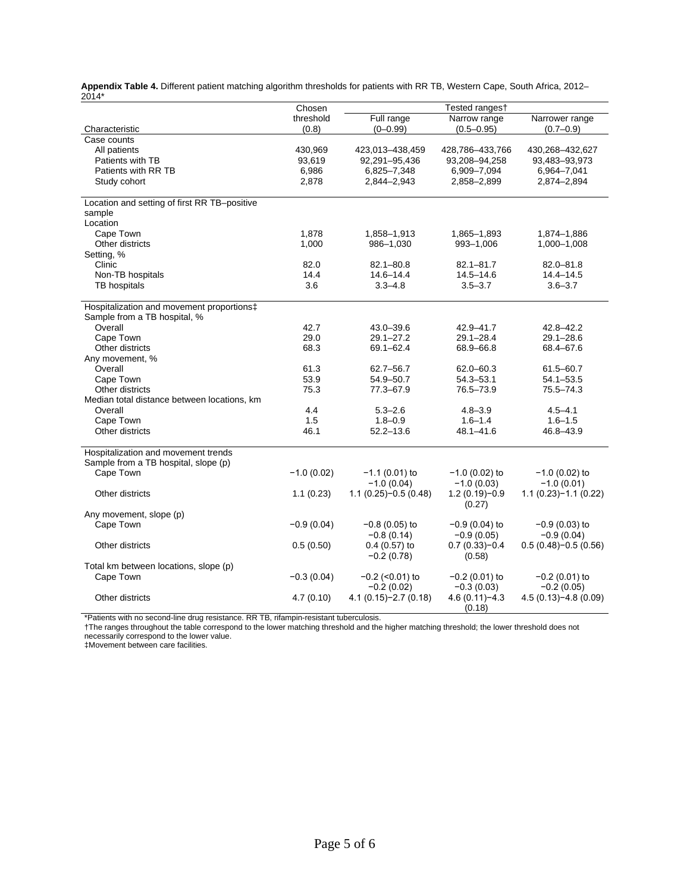**Appendix Table 4.** Different patient matching algorithm thresholds for patients with RR TB, Western Cape, South Africa, 2012–2014*

| Characteristic | Chosen threshold (0.8) | Tested ranges† Full range (0–0.99) | Narrow range (0.5–0.95) | Narrower range (0.7–0.9) |
|---|---|---|---|---|
| Case counts | | | | |
| All patients | 430,969 | 423,013–438,459 | 428,786–433,766 | 430,268–432,627 |
| Patients with TB | 93,619 | 92,291–95,436 | 93,208–94,258 | 93,483–93,973 |
| Patients with RR TB | 6,986 | 6,825–7,348 | 6,909–7,094 | 6,964–7,041 |
| Study cohort | 2,878 | 2,844–2,943 | 2,858–2,899 | 2,874–2,894 |
| Location and setting of first RR TB–positive sample | | | | |
| Location | | | | |
| Cape Town | 1,878 | 1,858–1,913 | 1,865–1,893 | 1,874–1,886 |
| Other districts | 1,000 | 986–1,030 | 993–1,006 | 1,000–1,008 |
| Setting, % | | | | |
| Clinic | 82.0 | 82.1–80.8 | 82.1–81.7 | 82.0–81.8 |
| Non-TB hospitals | 14.4 | 14.6–14.4 | 14.5–14.6 | 14.4–14.5 |
| TB hospitals | 3.6 | 3.3–4.8 | 3.5–3.7 | 3.6–3.7 |
| Hospitalization and movement proportions‡ | | | | |
| Sample from a TB hospital, % | | | | |
| Overall | 42.7 | 43.0–39.6 | 42.9–41.7 | 42.8–42.2 |
| Cape Town | 29.0 | 29.1–27.2 | 29.1–28.4 | 29.1–28.6 |
| Other districts | 68.3 | 69.1–62.4 | 68.9–66.8 | 68.4–67.6 |
| Any movement, % | | | | |
| Overall | 61.3 | 62.7–56.7 | 62.0–60.3 | 61.5–60.7 |
| Cape Town | 53.9 | 54.9–50.7 | 54.3–53.1 | 54.1–53.5 |
| Other districts | 75.3 | 77.3–67.9 | 76.5–73.9 | 75.5–74.3 |
| Median total distance between locations, km | | | | |
| Overall | 4.4 | 5.3–2.6 | 4.8–3.9 | 4.5–4.1 |
| Cape Town | 1.5 | 1.8–0.9 | 1.6–1.4 | 1.6–1.5 |
| Other districts | 46.1 | 52.2–13.6 | 48.1–41.6 | 46.8–43.9 |
| Hospitalization and movement trends | | | | |
| Sample from a TB hospital, slope (p) | | | | |
| Cape Town | −1.0 (0.02) | −1.1 (0.01) to −1.0 (0.04) | −1.0 (0.02) to −1.0 (0.03) | −1.0 (0.02) to −1.0 (0.01) |
| Other districts | 1.1 (0.23) | 1.1 (0.25)−0.5 (0.48) | 1.2 (0.19)−0.9 (0.27) | 1.1 (0.23)−1.1 (0.22) |
| Any movement, slope (p) | | | | |
| Cape Town | −0.9 (0.04) | −0.8 (0.05) to −0.8 (0.14) | −0.9 (0.04) to −0.9 (0.05) | −0.9 (0.03) to −0.9 (0.04) |
| Other districts | 0.5 (0.50) | 0.4 (0.57) to −0.2 (0.78) | 0.7 (0.33)−0.4 (0.58) | 0.5 (0.48)−0.5 (0.56) |
| Total km between locations, slope (p) | | | | |
| Cape Town | −0.3 (0.04) | −0.2 (<0.01) to −0.2 (0.02) | −0.2 (0.01) to −0.3 (0.03) | −0.2 (0.01) to −0.2 (0.05) |
| Other districts | 4.7 (0.10) | 4.1 (0.15)−2.7 (0.18) | 4.6 (0.11)−4.3 (0.18) | 4.5 (0.13)−4.8 (0.09) |

*Patients with no second-line drug resistance. RR TB, rifampin-resistant tuberculosis.
†The ranges throughout the table correspond to the lower matching threshold and the higher matching threshold; the lower threshold does not necessarily correspond to the lower value.
‡Movement between care facilities.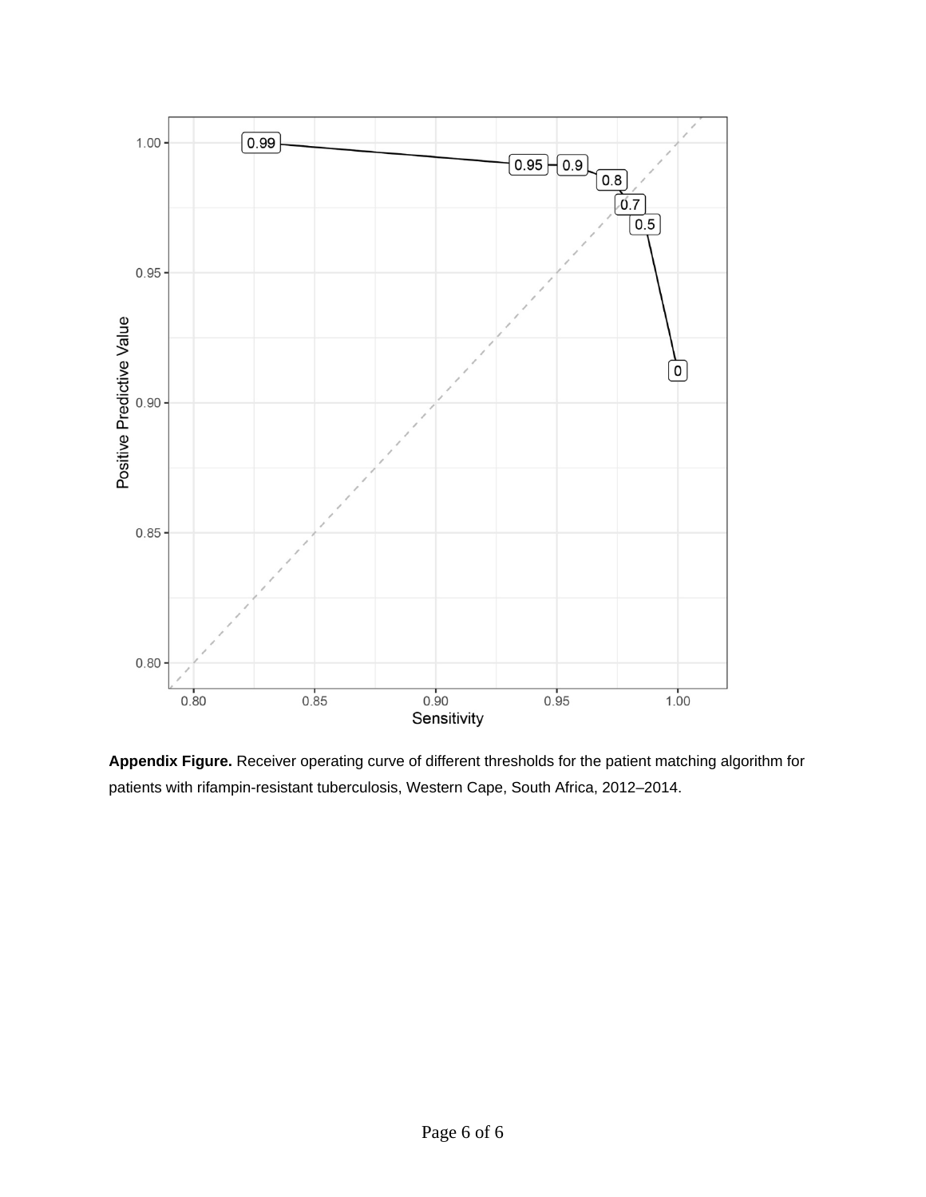1.00
0.95
0.90
0.85
0.80

Positive Predictive Value

0.80
0.85
0.90
0.95
1.00

Sensitivity

0.99
0.95
0.9
0.8
0.7
0.5
0

**Appendix Figure.** Receiver operating curve of different thresholds for the patient matching algorithm for patients with rifampin-resistant tuberculosis, Western Cape, South Africa, 2012–2014.